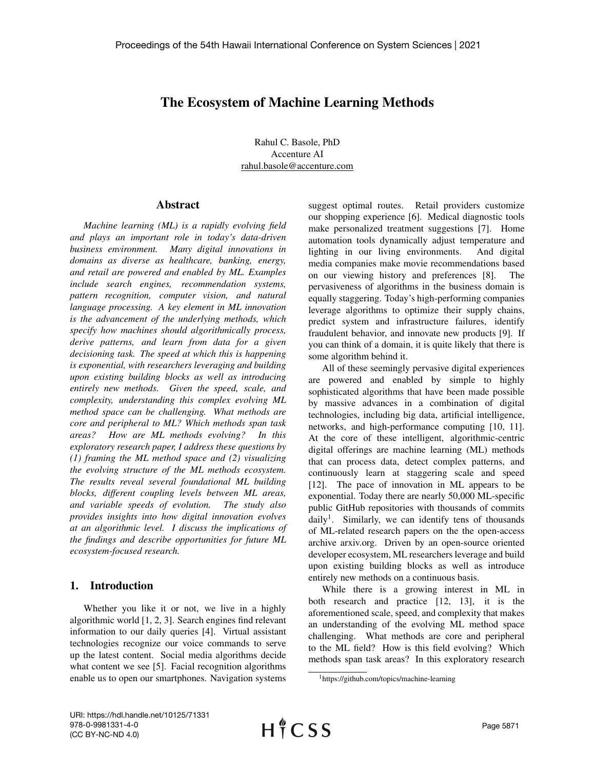# The Ecosystem of Machine Learning Methods

Rahul C. Basole, PhD
Accenture AI
rahul.basole@accenture.com

## Abstract

*Machine learning (ML) is a rapidly evolving field and plays an important role in today's data-driven business environment. Many digital innovations in domains as diverse as healthcare, banking, energy, and retail are powered and enabled by ML. Examples include search engines, recommendation systems, pattern recognition, computer vision, and natural language processing. A key element in ML innovation is the advancement of the underlying methods, which specify how machines should algorithmically process, derive patterns, and learn from data for a given decisioning task. The speed at which this is happening is exponential, with researchers leveraging and building upon existing building blocks as well as introducing entirely new methods. Given the speed, scale, and complexity, understanding this complex evolving ML method space can be challenging. What methods are core and peripheral to ML? Which methods span task areas? How are ML methods evolving? In this exploratory research paper, I address these questions by (1) framing the ML method space and (2) visualizing the evolving structure of the ML methods ecosystem. The results reveal several foundational ML building blocks, different coupling levels between ML areas, and variable speeds of evolution. The study also provides insights into how digital innovation evolves at an algorithmic level. I discuss the implications of the findings and describe opportunities for future ML ecosystem-focused research.*

## 1. Introduction

Whether you like it or not, we live in a highly algorithmic world [1, 2, 3]. Search engines find relevant information to our daily queries [4]. Virtual assistant technologies recognize our voice commands to serve up the latest content. Social media algorithms decide what content we see [5]. Facial recognition algorithms enable us to open our smartphones. Navigation systems suggest optimal routes. Retail providers customize our shopping experience [6]. Medical diagnostic tools make personalized treatment suggestions [7]. Home automation tools dynamically adjust temperature and lighting in our living environments. And digital media companies make movie recommendations based on our viewing history and preferences [8]. The pervasiveness of algorithms in the business domain is equally staggering. Today's high-performing companies leverage algorithms to optimize their supply chains, predict system and infrastructure failures, identify fraudulent behavior, and innovate new products [9]. If you can think of a domain, it is quite likely that there is some algorithm behind it.

All of these seemingly pervasive digital experiences are powered and enabled by simple to highly sophisticated algorithms that have been made possible by massive advances in a combination of digital technologies, including big data, artificial intelligence, networks, and high-performance computing [10, 11]. At the core of these intelligent, algorithmic-centric digital offerings are machine learning (ML) methods that can process data, detect complex patterns, and continuously learn at staggering scale and speed [12]. The pace of innovation in ML appears to be exponential. Today there are nearly 50,000 ML-specific public GitHub repositories with thousands of commits daily[1]. Similarly, we can identify tens of thousands of ML-related research papers on the the open-access archive arxiv.org. Driven by an open-source oriented developer ecosystem, ML researchers leverage and build upon existing building blocks as well as introduce entirely new methods on a continuous basis.

While there is a growing interest in ML in both research and practice [12, 13], it is the aforementioned scale, speed, and complexity that makes an understanding of the evolving ML method space challenging. What methods are core and peripheral to the ML field? How is this field evolving? Which methods span task areas? In this exploratory research

[1] https://github.com/topics/machine-learning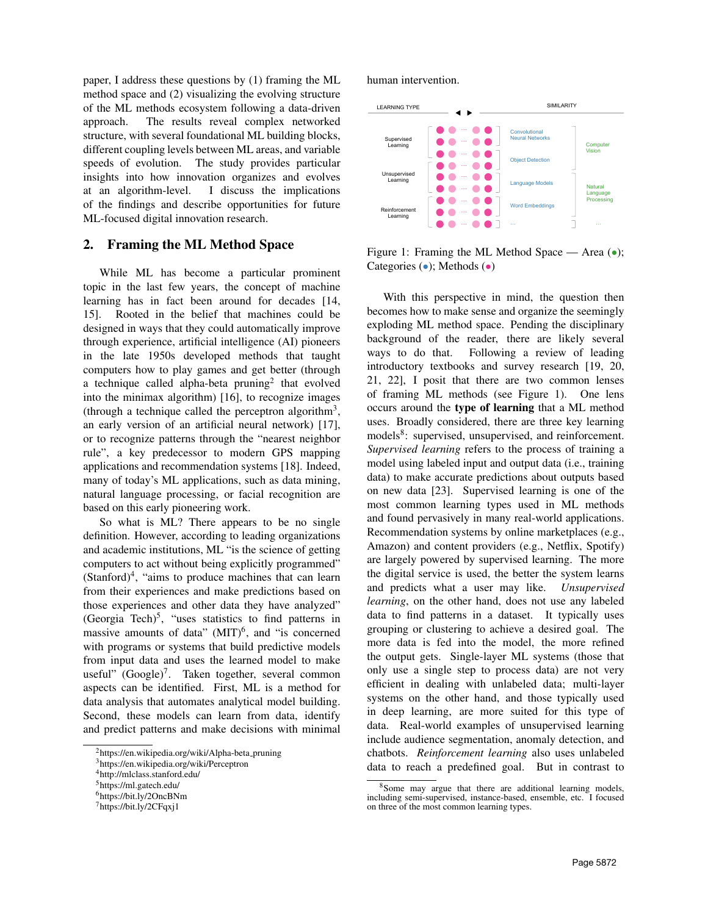paper, I address these questions by (1) framing the ML method space and (2) visualizing the evolving structure of the ML methods ecosystem following a data-driven approach. The results reveal complex networked structure, with several foundational ML building blocks, different coupling levels between ML areas, and variable speeds of evolution. The study provides particular insights into how innovation organizes and evolves at an algorithm-level. I discuss the implications of the findings and describe opportunities for future ML-focused digital innovation research.

## 2. Framing the ML Method Space

While ML has become a particular prominent topic in the last few years, the concept of machine learning has in fact been around for decades [14, 15]. Rooted in the belief that machines could be designed in ways that they could automatically improve through experience, artificial intelligence (AI) pioneers in the late 1950s developed methods that taught computers how to play games and get better (through a technique called alpha-beta pruning[2] that evolved into the minimax algorithm) [16], to recognize images (through a technique called the perceptron algorithm[3], an early version of an artificial neural network) [17], or to recognize patterns through the "nearest neighbor rule", a key predecessor to modern GPS mapping applications and recommendation systems [18]. Indeed, many of today's ML applications, such as data mining, natural language processing, or facial recognition are based on this early pioneering work.

So what is ML? There appears to be no single definition. However, according to leading organizations and academic institutions, ML "is the science of getting computers to act without being explicitly programmed" (Stanford)[4], "aims to produce machines that can learn from their experiences and make predictions based on those experiences and other data they have analyzed" (Georgia Tech)[5], "uses statistics to find patterns in massive amounts of data" (MIT)[6], and "is concerned with programs or systems that build predictive models from input data and uses the learned model to make useful" (Google)[7]. Taken together, several common aspects can be identified. First, ML is a method for data analysis that automates analytical model building. Second, these models can learn from data, identify and predict patterns and make decisions with minimal human intervention.

LEARNING TYPE ◀ ▶ SIMILARITY

Supervised Learning

Unsupervised Learning

Reinforcement Learning

Convolutional Neural Networks

Object Detection

Language Models

Word Embeddings

...

Computer Vision

Natural Language Processing

...

Figure 1: Framing the ML Method Space — Area (•); Categories (•); Methods (•)

With this perspective in mind, the question then becomes how to make sense and organize the seemingly exploding ML method space. Pending the disciplinary background of the reader, there are likely several ways to do that. Following a review of leading introductory textbooks and survey research [19, 20, 21, 22], I posit that there are two common lenses of framing ML methods (see Figure 1). One lens occurs around the **type of learning** that a ML method uses. Broadly considered, there are three key learning models[8]: supervised, unsupervised, and reinforcement. *Supervised learning* refers to the process of training a model using labeled input and output data (i.e., training data) to make accurate predictions about outputs based on new data [23]. Supervised learning is one of the most common learning types used in ML methods and found pervasively in many real-world applications. Recommendation systems by online marketplaces (e.g., Amazon) and content providers (e.g., Netflix, Spotify) are largely powered by supervised learning. The more the digital service is used, the better the system learns and predicts what a user may like. *Unsupervised learning*, on the other hand, does not use any labeled data to find patterns in a dataset. It typically uses grouping or clustering to achieve a desired goal. The more data is fed into the model, the more refined the output gets. Single-layer ML systems (those that only use a single step to process data) are not very efficient in dealing with unlabeled data; multi-layer systems on the other hand, and those typically used in deep learning, are more suited for this type of data. Real-world examples of unsupervised learning include audience segmentation, anomaly detection, and chatbots. *Reinforcement learning* also uses unlabeled data to reach a predefined goal. But in contrast to

[2] https://en.wikipedia.org/wiki/Alpha-beta_pruning
[3] https://en.wikipedia.org/wiki/Perceptron
[4] http://mlclass.stanford.edu/
[5] https://ml.gatech.edu/
[6] https://bit.ly/2OncBNm
[7] https://bit.ly/2CFqxj1
[8] Some may argue that there are additional learning models, including semi-supervised, instance-based, ensemble, etc. I focused on three of the most common learning types.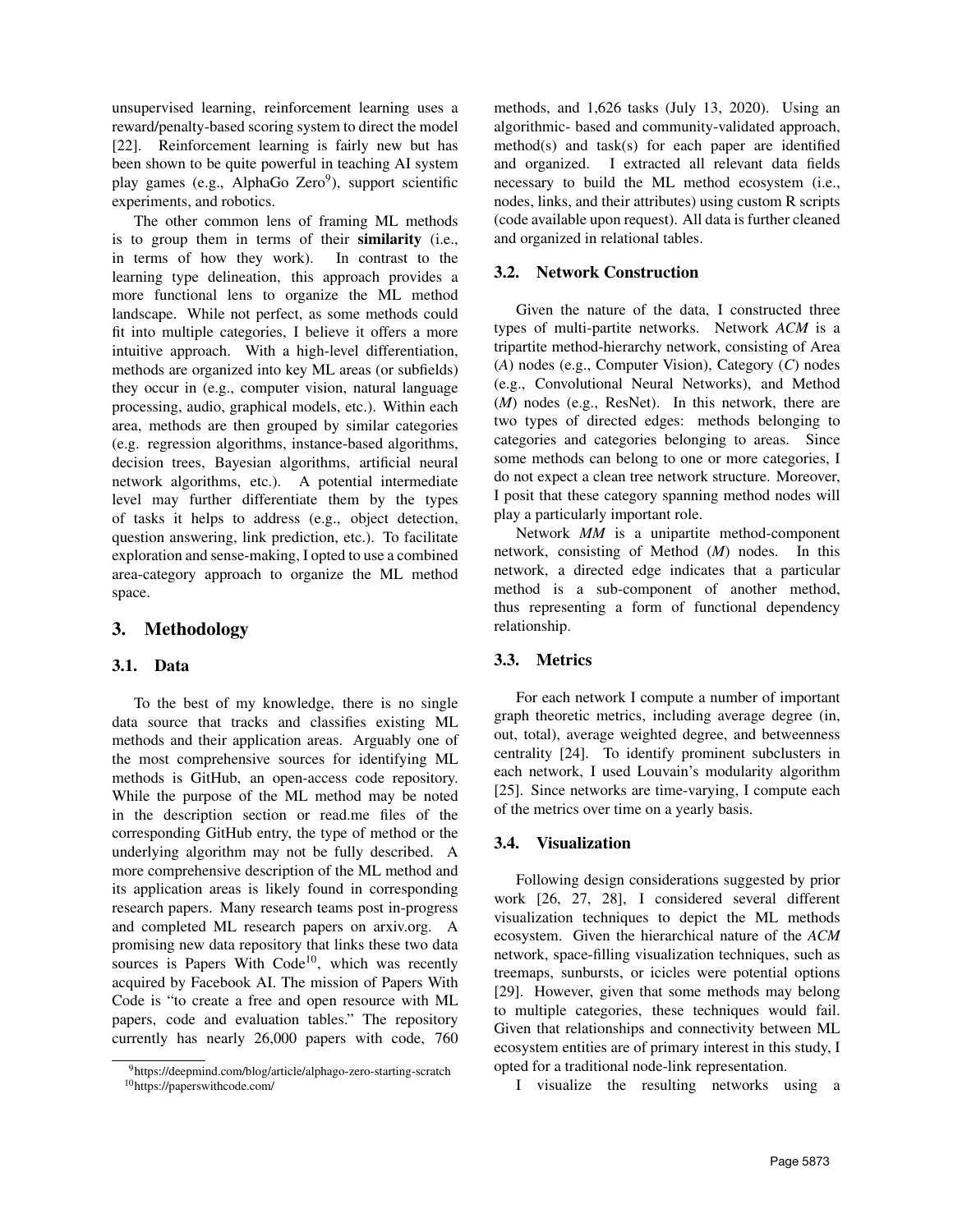unsupervised learning, reinforcement learning uses a reward/penalty-based scoring system to direct the model [22]. Reinforcement learning is fairly new but has been shown to be quite powerful in teaching AI system play games (e.g., AlphaGo Zero[9]), support scientific experiments, and robotics.

The other common lens of framing ML methods is to group them in terms of their **similarity** (i.e., in terms of how they work). In contrast to the learning type delineation, this approach provides a more functional lens to organize the ML method landscape. While not perfect, as some methods could fit into multiple categories, I believe it offers a more intuitive approach. With a high-level differentiation, methods are organized into key ML areas (or subfields) they occur in (e.g., computer vision, natural language processing, audio, graphical models, etc.). Within each area, methods are then grouped by similar categories (e.g. regression algorithms, instance-based algorithms, decision trees, Bayesian algorithms, artificial neural network algorithms, etc.). A potential intermediate level may further differentiate them by the types of tasks it helps to address (e.g., object detection, question answering, link prediction, etc.). To facilitate exploration and sense-making, I opted to use a combined area-category approach to organize the ML method space.

## 3. Methodology

### 3.1. Data

To the best of my knowledge, there is no single data source that tracks and classifies existing ML methods and their application areas. Arguably one of the most comprehensive sources for identifying ML methods is GitHub, an open-access code repository. While the purpose of the ML method may be noted in the description section or read.me files of the corresponding GitHub entry, the type of method or the underlying algorithm may not be fully described. A more comprehensive description of the ML method and its application areas is likely found in corresponding research papers. Many research teams post in-progress and completed ML research papers on arxiv.org. A promising new data repository that links these two data sources is Papers With Code[10], which was recently acquired by Facebook AI. The mission of Papers With Code is "to create a free and open resource with ML papers, code and evaluation tables." The repository currently has nearly 26,000 papers with code, 760 methods, and 1,626 tasks (July 13, 2020). Using an algorithmic- based and community-validated approach, method(s) and task(s) for each paper are identified and organized. I extracted all relevant data fields necessary to build the ML method ecosystem (i.e., nodes, links, and their attributes) using custom R scripts (code available upon request). All data is further cleaned and organized in relational tables.

### 3.2. Network Construction

Given the nature of the data, I constructed three types of multi-partite networks. Network *ACM* is a tripartite method-hierarchy network, consisting of Area (*A*) nodes (e.g., Computer Vision), Category (*C*) nodes (e.g., Convolutional Neural Networks), and Method (*M*) nodes (e.g., ResNet). In this network, there are two types of directed edges: methods belonging to categories and categories belonging to areas. Since some methods can belong to one or more categories, I do not expect a clean tree network structure. Moreover, I posit that these category spanning method nodes will play a particularly important role.

Network *MM* is a unipartite method-component network, consisting of Method (*M*) nodes. In this network, a directed edge indicates that a particular method is a sub-component of another method, thus representing a form of functional dependency relationship.

### 3.3. Metrics

For each network I compute a number of important graph theoretic metrics, including average degree (in, out, total), average weighted degree, and betweenness centrality [24]. To identify prominent subclusters in each network, I used Louvain's modularity algorithm [25]. Since networks are time-varying, I compute each of the metrics over time on a yearly basis.

### 3.4. Visualization

Following design considerations suggested by prior work [26, 27, 28], I considered several different visualization techniques to depict the ML methods ecosystem. Given the hierarchical nature of the *ACM* network, space-filling visualization techniques, such as treemaps, sunbursts, or icicles were potential options [29]. However, given that some methods may belong to multiple categories, these techniques would fail. Given that relationships and connectivity between ML ecosystem entities are of primary interest in this study, I opted for a traditional node-link representation.

I visualize the resulting networks using a

[9] https://deepmind.com/blog/article/alphago-zero-starting-scratch
[10] https://paperswithcode.com/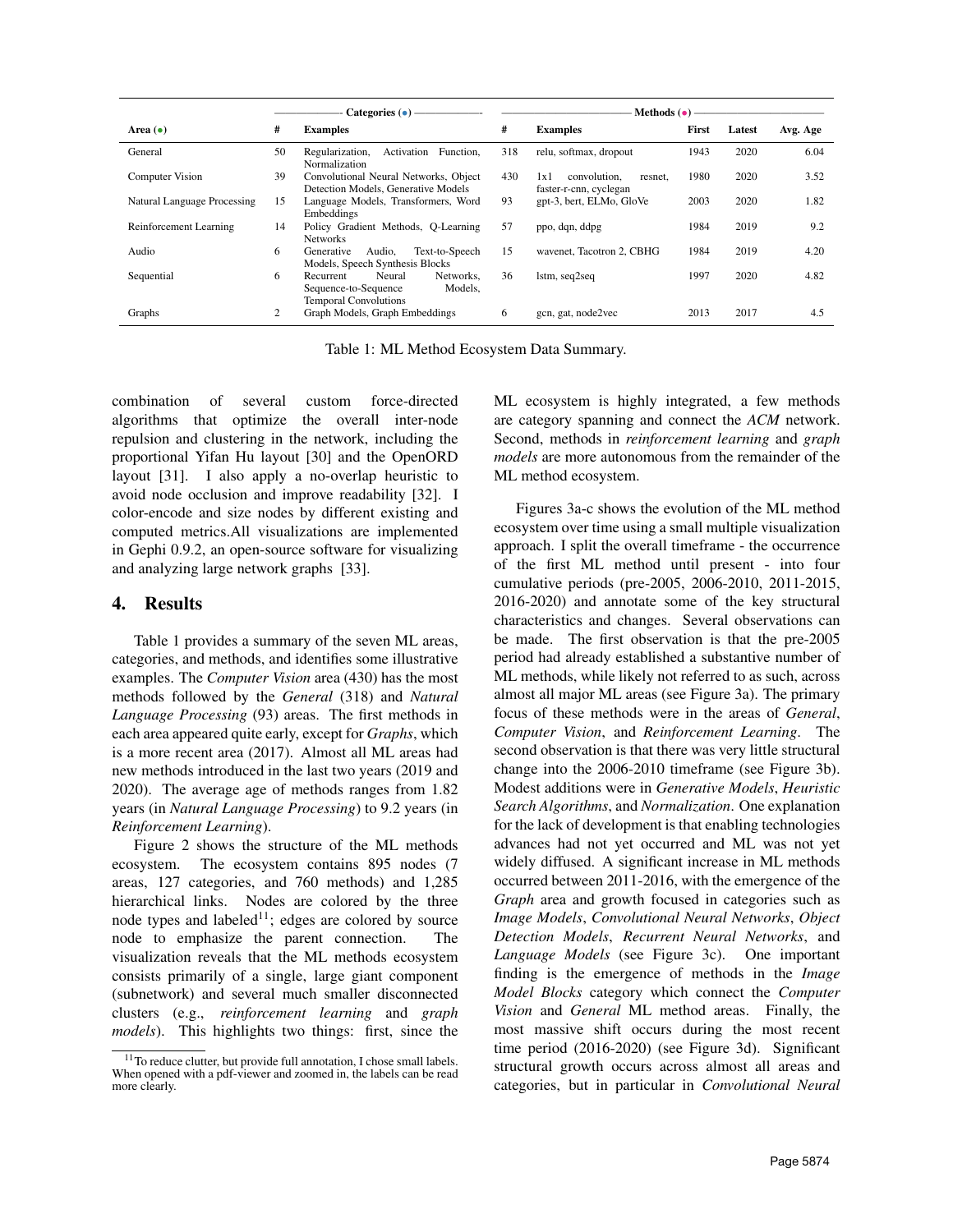| Area (●) | Categories (●) | | Methods (●) | | | | |
|---|---|---|---|---|---|---|---|
| | # | Examples | # | Examples | First | Latest | Avg. Age |
| General | 50 | Regularization, Activation Function, Normalization | 318 | relu, softmax, dropout | 1943 | 2020 | 6.04 |
| Computer Vision | 39 | Convolutional Neural Networks, Object Detection Models, Generative Models | 430 | 1x1 convolution, resnet, faster-r-cnn, cyclegan | 1980 | 2020 | 3.52 |
| Natural Language Processing | 15 | Language Models, Transformers, Word Embeddings | 93 | gpt-3, bert, ELMo, GloVe | 2003 | 2020 | 1.82 |
| Reinforcement Learning | 14 | Policy Gradient Methods, Q-Learning Networks | 57 | ppo, dqn, ddpg | 1984 | 2019 | 9.2 |
| Audio | 6 | Generative Audio, Text-to-Speech Models, Speech Synthesis Blocks | 15 | wavenet, Tacotron 2, CBHG | 1984 | 2019 | 4.20 |
| Sequential | 6 | Recurrent Neural Networks, Sequence-to-Sequence Models, Temporal Convolutions | 36 | lstm, seq2seq | 1997 | 2020 | 4.82 |
| Graphs | 2 | Graph Models, Graph Embeddings | 6 | gcn, gat, node2vec | 2013 | 2017 | 4.5 |

Table 1: ML Method Ecosystem Data Summary.

combination of several custom force-directed algorithms that optimize the overall inter-node repulsion and clustering in the network, including the proportional Yifan Hu layout [30] and the OpenORD layout [31]. I also apply a no-overlap heuristic to avoid node occlusion and improve readability [32]. I color-encode and size nodes by different existing and computed metrics.All visualizations are implemented in Gephi 0.9.2, an open-source software for visualizing and analyzing large network graphs [33].

## 4. Results

Table 1 provides a summary of the seven ML areas, categories, and methods, and identifies some illustrative examples. The *Computer Vision* area (430) has the most methods followed by the *General* (318) and *Natural Language Processing* (93) areas. The first methods in each area appeared quite early, except for *Graphs*, which is a more recent area (2017). Almost all ML areas had new methods introduced in the last two years (2019 and 2020). The average age of methods ranges from 1.82 years (in *Natural Language Processing*) to 9.2 years (in *Reinforcement Learning*).

Figure 2 shows the structure of the ML methods ecosystem. The ecosystem contains 895 nodes (7 areas, 127 categories, and 760 methods) and 1,285 hierarchical links. Nodes are colored by the three node types and labeled[11]; edges are colored by source node to emphasize the parent connection. The visualization reveals that the ML methods ecosystem consists primarily of a single, large giant component (subnetwork) and several much smaller disconnected clusters (e.g., *reinforcement learning* and *graph models*). This highlights two things: first, since the ML ecosystem is highly integrated, a few methods are category spanning and connect the *ACM* network. Second, methods in *reinforcement learning* and *graph models* are more autonomous from the remainder of the ML method ecosystem.

Figures 3a-c shows the evolution of the ML method ecosystem over time using a small multiple visualization approach. I split the overall timeframe - the occurrence of the first ML method until present - into four cumulative periods (pre-2005, 2006-2010, 2011-2015, 2016-2020) and annotate some of the key structural characteristics and changes. Several observations can be made. The first observation is that the pre-2005 period had already established a substantive number of ML methods, while likely not referred to as such, across almost all major ML areas (see Figure 3a). The primary focus of these methods were in the areas of *General*, *Computer Vision*, and *Reinforcement Learning*. The second observation is that there was very little structural change into the 2006-2010 timeframe (see Figure 3b). Modest additions were in *Generative Models*, *Heuristic Search Algorithms*, and *Normalization*. One explanation for the lack of development is that enabling technologies advances had not yet occurred and ML was not yet widely diffused. A significant increase in ML methods occurred between 2011-2016, with the emergence of the *Graph* area and growth focused in categories such as *Image Models*, *Convolutional Neural Networks*, *Object Detection Models*, *Recurrent Neural Networks*, and *Language Models* (see Figure 3c). One important finding is the emergence of methods in the *Image Model Blocks* category which connect the *Computer Vision* and *General* ML method areas. Finally, the most massive shift occurs during the most recent time period (2016-2020) (see Figure 3d). Significant structural growth occurs across almost all areas and categories, but in particular in *Convolutional Neural*

[11] To reduce clutter, but provide full annotation, I chose small labels. When opened with a pdf-viewer and zoomed in, the labels can be read more clearly.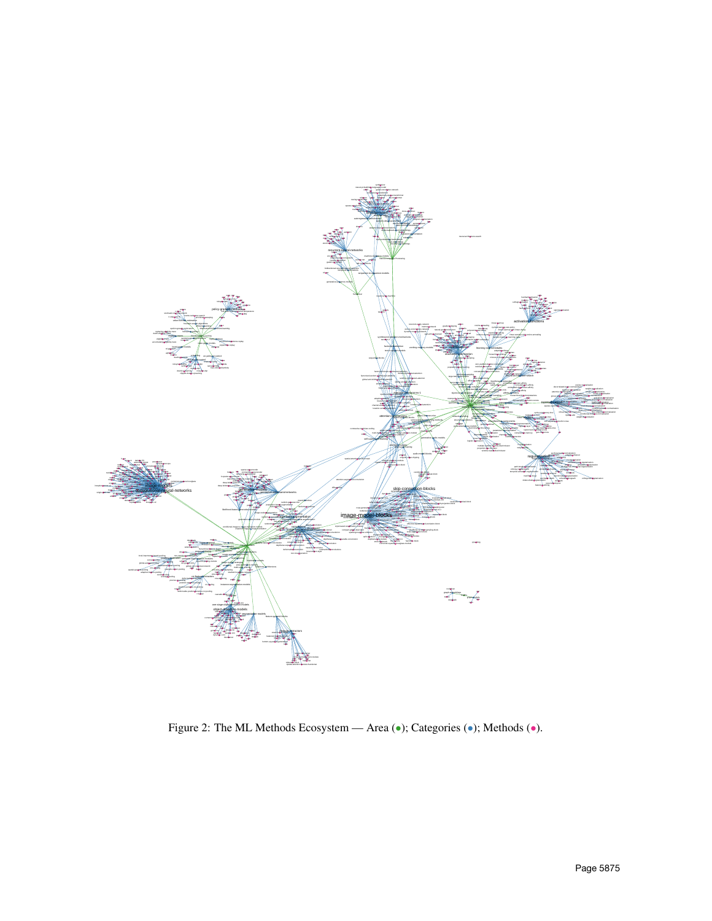Figure 2: The ML Methods Ecosystem — Area (●); Categories (●); Methods (●).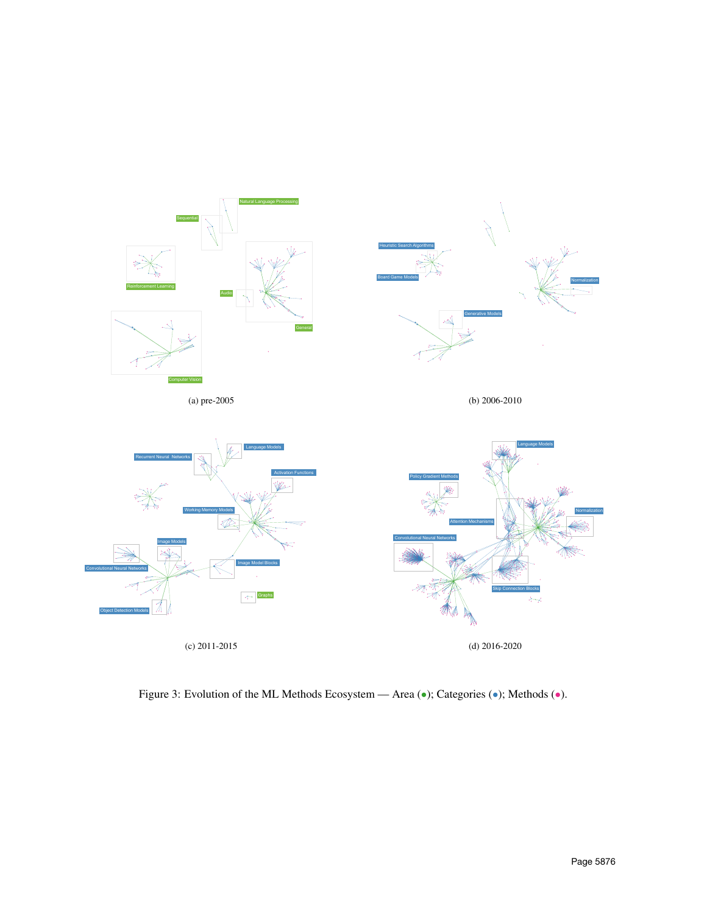Natural Language Processing

Sequential

Reinforcement Learning

Audio

General

Computer Vision

(a) pre-2005

Heuristic Search Algorithms

Board Game Models

Normalization

Generative Models

(b) 2006-2010

Recurrent Neural Networks

Language Models

Activation Functions

Working Memory Models

Image Models

Convolutional Neural Networks

Image Model Blocks

Graphs

Object Detection Models

(c) 2011-2015

Language Models

Policy Gradient Methods

Normalization

Attention Mechanisms

Convolutional Neural Networks

Skip Connection Blocks

(d) 2016-2020

Figure 3: Evolution of the ML Methods Ecosystem — Area (●); Categories (●); Methods (●).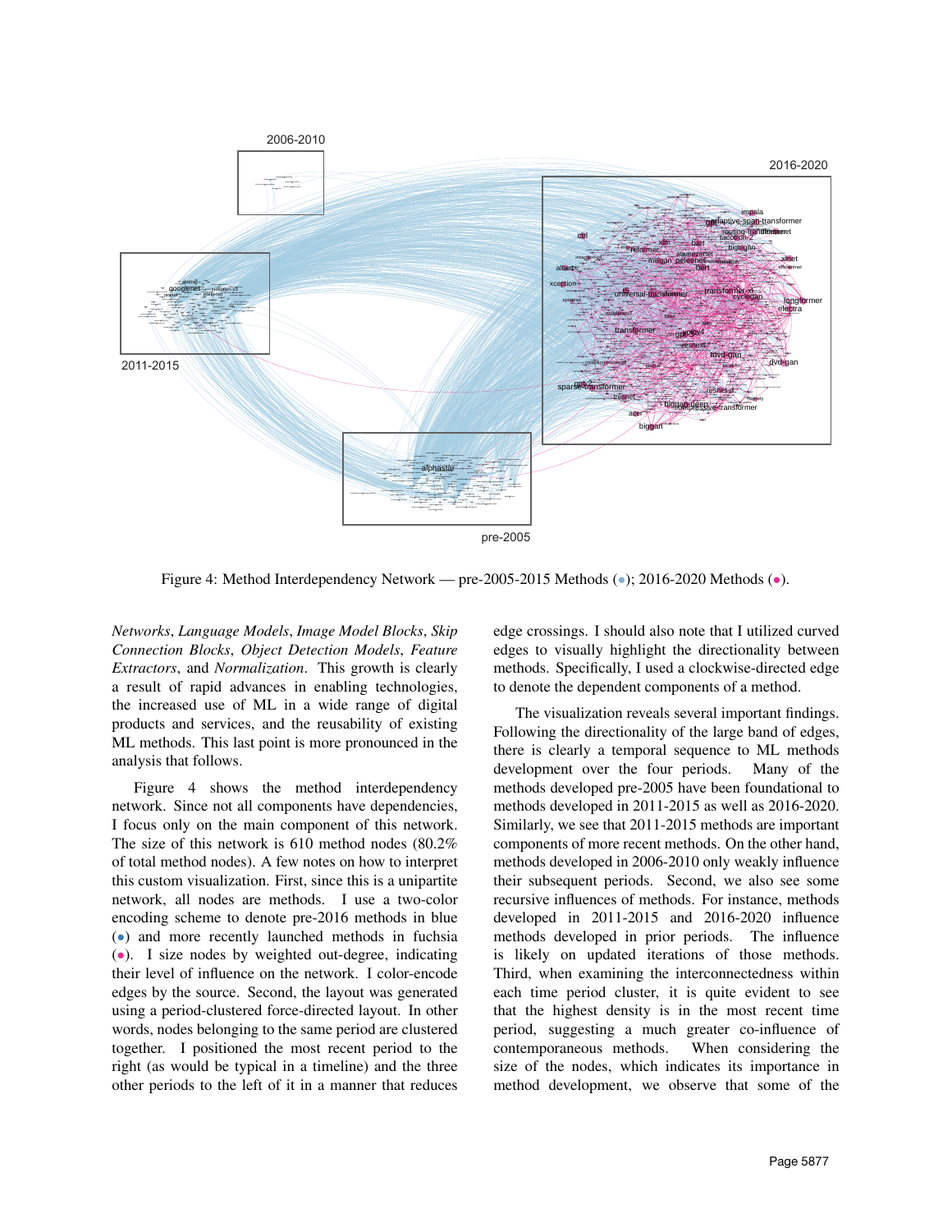Figure 4: Method Interdependency Network — pre-2005-2015 Methods (●); 2016-2020 Methods (●).

*Networks*, *Language Models*, *Image Model Blocks*, *Skip Connection Blocks*, *Object Detection Models*, *Feature Extractors*, and *Normalization*. This growth is clearly a result of rapid advances in enabling technologies, the increased use of ML in a wide range of digital products and services, and the reusability of existing ML methods. This last point is more pronounced in the analysis that follows.

Figure 4 shows the method interdependency network. Since not all components have dependencies, I focus only on the main component of this network. The size of this network is 610 method nodes (80.2% of total method nodes). A few notes on how to interpret this custom visualization. First, since this is a unipartite network, all nodes are methods. I use a two-color encoding scheme to denote pre-2016 methods in blue (●) and more recently launched methods in fuchsia (●). I size nodes by weighted out-degree, indicating their level of influence on the network. I color-encode edges by the source. Second, the layout was generated using a period-clustered force-directed layout. In other words, nodes belonging to the same period are clustered together. I positioned the most recent period to the right (as would be typical in a timeline) and the three other periods to the left of it in a manner that reduces edge crossings. I should also note that I utilized curved edges to visually highlight the directionality between methods. Specifically, I used a clockwise-directed edge to denote the dependent components of a method.

The visualization reveals several important findings. Following the directionality of the large band of edges, there is clearly a temporal sequence to ML methods development over the four periods. Many of the methods developed pre-2005 have been foundational to methods developed in 2011-2015 as well as 2016-2020. Similarly, we see that 2011-2015 methods are important components of more recent methods. On the other hand, methods developed in 2006-2010 only weakly influence their subsequent periods. Second, we also see some recursive influences of methods. For instance, methods developed in 2011-2015 and 2016-2020 influence methods developed in prior periods. The influence is likely on updated iterations of those methods. Third, when examining the interconnectedness within each time period cluster, it is quite evident to see that the highest density is in the most recent time period, suggesting a much greater co-influence of contemporaneous methods. When considering the size of the nodes, which indicates its importance in method development, we observe that some of the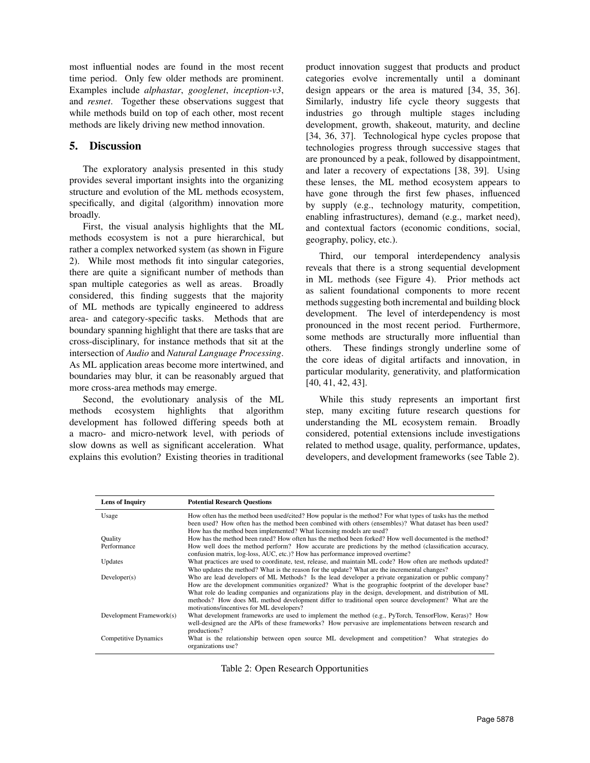most influential nodes are found in the most recent time period. Only few older methods are prominent. Examples include *alphastar*, *googlenet*, *inception-v3*, and *resnet*. Together these observations suggest that while methods build on top of each other, most recent methods are likely driving new method innovation.

## 5. Discussion

The exploratory analysis presented in this study provides several important insights into the organizing structure and evolution of the ML methods ecosystem, specifically, and digital (algorithm) innovation more broadly.

First, the visual analysis highlights that the ML methods ecosystem is not a pure hierarchical, but rather a complex networked system (as shown in Figure 2). While most methods fit into singular categories, there are quite a significant number of methods than span multiple categories as well as areas. Broadly considered, this finding suggests that the majority of ML methods are typically engineered to address area- and category-specific tasks. Methods that are boundary spanning highlight that there are tasks that are cross-disciplinary, for instance methods that sit at the intersection of *Audio* and *Natural Language Processing*. As ML application areas become more intertwined, and boundaries may blur, it can be reasonably argued that more cross-area methods may emerge.

Second, the evolutionary analysis of the ML methods ecosystem highlights that algorithm development has followed differing speeds both at a macro- and micro-network level, with periods of slow downs as well as significant acceleration. What explains this evolution? Existing theories in traditional product innovation suggest that products and product categories evolve incrementally until a dominant design appears or the area is matured [34, 35, 36]. Similarly, industry life cycle theory suggests that industries go through multiple stages including development, growth, shakeout, maturity, and decline [34, 36, 37]. Technological hype cycles propose that technologies progress through successive stages that are pronounced by a peak, followed by disappointment, and later a recovery of expectations [38, 39]. Using these lenses, the ML method ecosystem appears to have gone through the first few phases, influenced by supply (e.g., technology maturity, competition, enabling infrastructures), demand (e.g., market need), and contextual factors (economic conditions, social, geography, policy, etc.).

Third, our temporal interdependency analysis reveals that there is a strong sequential development in ML methods (see Figure 4). Prior methods act as salient foundational components to more recent methods suggesting both incremental and building block development. The level of interdependency is most pronounced in the most recent period. Furthermore, some methods are structurally more influential than others. These findings strongly underline some of the core ideas of digital artifacts and innovation, in particular modularity, generativity, and platformication [40, 41, 42, 43].

While this study represents an important first step, many exciting future research questions for understanding the ML ecosystem remain. Broadly considered, potential extensions include investigations related to method usage, quality, performance, updates, developers, and development frameworks (see Table 2).

| **Lens of Inquiry** | **Potential Research Questions** |
|---|---|
| Usage | How often has the method been used/cited? How popular is the method? For what types of tasks has the method been used? How often has the method been combined with others (ensembles)? What dataset has been used? How has the method been implemented? What licensing models are used? |
| Quality | How has the method been rated? How often has the method been forked? How well documented is the method? |
| Performance | How well does the method perform? How accurate are predictions by the method (classification accuracy, confusion matrix, log-loss, AUC, etc.)? How has performance improved overtime? |
| Updates | What practices are used to coordinate, test, release, and maintain ML code? How often are methods updated? Who updates the method? What is the reason for the update? What are the incremental changes? |
| Developer(s) | Who are lead developers of ML Methods? Is the lead developer a private organization or public company? How are the development communities organized? What is the geographic footprint of the developer base? What role do leading companies and organizations play in the design, development, and distribution of ML methods? How does ML method development differ to traditional open source development? What are the motivations/incentives for ML developers? |
| Development Framework(s) | What development frameworks are used to implement the method (e.g., PyTorch, TensorFlow, Keras)? How well-designed are the APIs of these frameworks? How pervasive are implementations between research and productions? |
| Competitive Dynamics | What is the relationship between open source ML development and competition? What strategies do organizations use? |

Table 2: Open Research Opportunities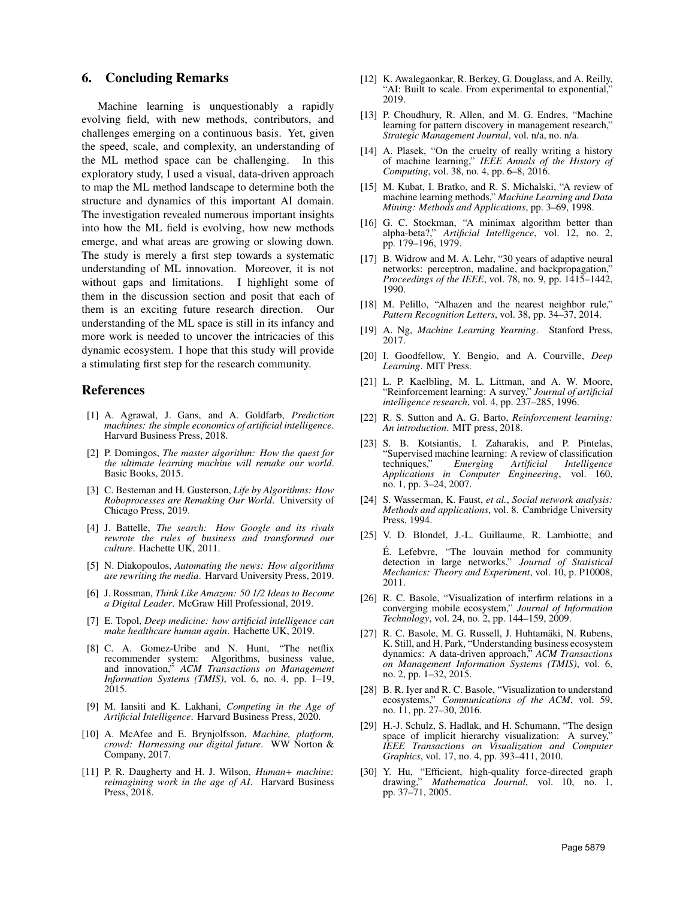## 6. Concluding Remarks

Machine learning is unquestionably a rapidly evolving field, with new methods, contributors, and challenges emerging on a continuous basis. Yet, given the speed, scale, and complexity, an understanding of the ML method space can be challenging. In this exploratory study, I used a visual, data-driven approach to map the ML method landscape to determine both the structure and dynamics of this important AI domain. The investigation revealed numerous important insights into how the ML field is evolving, how new methods emerge, and what areas are growing or slowing down. The study is merely a first step towards a systematic understanding of ML innovation. Moreover, it is not without gaps and limitations. I highlight some of them in the discussion section and posit that each of them is an exciting future research direction. Our understanding of the ML space is still in its infancy and more work is needed to uncover the intricacies of this dynamic ecosystem. I hope that this study will provide a stimulating first step for the research community.

## References

[1] A. Agrawal, J. Gans, and A. Goldfarb, *Prediction machines: the simple economics of artificial intelligence*. Harvard Business Press, 2018.

[2] P. Domingos, *The master algorithm: How the quest for the ultimate learning machine will remake our world*. Basic Books, 2015.

[3] C. Besteman and H. Gusterson, *Life by Algorithms: How Roboprocesses are Remaking Our World*. University of Chicago Press, 2019.

[4] J. Battelle, *The search: How Google and its rivals rewrote the rules of business and transformed our culture*. Hachette UK, 2011.

[5] N. Diakopoulos, *Automating the news: How algorithms are rewriting the media*. Harvard University Press, 2019.

[6] J. Rossman, *Think Like Amazon: 50 1/2 Ideas to Become a Digital Leader*. McGraw Hill Professional, 2019.

[7] E. Topol, *Deep medicine: how artificial intelligence can make healthcare human again*. Hachette UK, 2019.

[8] C. A. Gomez-Uribe and N. Hunt, "The netflix recommender system: Algorithms, business value, and innovation," *ACM Transactions on Management Information Systems (TMIS)*, vol. 6, no. 4, pp. 1–19, 2015.

[9] M. Iansiti and K. Lakhani, *Competing in the Age of Artificial Intelligence*. Harvard Business Press, 2020.

[10] A. McAfee and E. Brynjolfsson, *Machine, platform, crowd: Harnessing our digital future*. WW Norton & Company, 2017.

[11] P. R. Daugherty and H. J. Wilson, *Human+ machine: reimagining work in the age of AI*. Harvard Business Press, 2018.

[12] K. Awalegaonkar, R. Berkey, G. Douglass, and A. Reilly, "AI: Built to scale. From experimental to exponential," 2019.

[13] P. Choudhury, R. Allen, and M. G. Endres, "Machine learning for pattern discovery in management research," *Strategic Management Journal*, vol. n/a, no. n/a.

[14] A. Plasek, "On the cruelty of really writing a history of machine learning," *IEEE Annals of the History of Computing*, vol. 38, no. 4, pp. 6–8, 2016.

[15] M. Kubat, I. Bratko, and R. S. Michalski, "A review of machine learning methods," *Machine Learning and Data Mining: Methods and Applications*, pp. 3–69, 1998.

[16] G. C. Stockman, "A minimax algorithm better than alpha-beta?," *Artificial Intelligence*, vol. 12, no. 2, pp. 179–196, 1979.

[17] B. Widrow and M. A. Lehr, "30 years of adaptive neural networks: perceptron, madaline, and backpropagation," *Proceedings of the IEEE*, vol. 78, no. 9, pp. 1415–1442, 1990.

[18] M. Pelillo, "Alhazen and the nearest neighbor rule," *Pattern Recognition Letters*, vol. 38, pp. 34–37, 2014.

[19] A. Ng, *Machine Learning Yearning*. Stanford Press, 2017.

[20] I. Goodfellow, Y. Bengio, and A. Courville, *Deep Learning*. MIT Press.

[21] L. P. Kaelbling, M. L. Littman, and A. W. Moore, "Reinforcement learning: A survey," *Journal of artificial intelligence research*, vol. 4, pp. 237–285, 1996.

[22] R. S. Sutton and A. G. Barto, *Reinforcement learning: An introduction*. MIT press, 2018.

[23] S. B. Kotsiantis, I. Zaharakis, and P. Pintelas, "Supervised machine learning: A review of classification techniques," *Emerging Artificial Intelligence Applications in Computer Engineering*, vol. 160, no. 1, pp. 3–24, 2007.

[24] S. Wasserman, K. Faust, *et al.*, *Social network analysis: Methods and applications*, vol. 8. Cambridge University Press, 1994.

[25] V. D. Blondel, J.-L. Guillaume, R. Lambiotte, and É. Lefebvre, "The louvain method for community detection in large networks," *Journal of Statistical Mechanics: Theory and Experiment*, vol. 10, p. P10008, 2011.

[26] R. C. Basole, "Visualization of interfirm relations in a converging mobile ecosystem," *Journal of Information Technology*, vol. 24, no. 2, pp. 144–159, 2009.

[27] R. C. Basole, M. G. Russell, J. Huhtamäki, N. Rubens, K. Still, and H. Park, "Understanding business ecosystem dynamics: A data-driven approach," *ACM Transactions on Management Information Systems (TMIS)*, vol. 6, no. 2, pp. 1–32, 2015.

[28] B. R. Iyer and R. C. Basole, "Visualization to understand ecosystems," *Communications of the ACM*, vol. 59, no. 11, pp. 27–30, 2016.

[29] H.-J. Schulz, S. Hadlak, and H. Schumann, "The design space of implicit hierarchy visualization: A survey," *IEEE Transactions on Visualization and Computer Graphics*, vol. 17, no. 4, pp. 393–411, 2010.

[30] Y. Hu, "Efficient, high-quality force-directed graph drawing," *Mathematica Journal*, vol. 10, no. 1, pp. 37–71, 2005.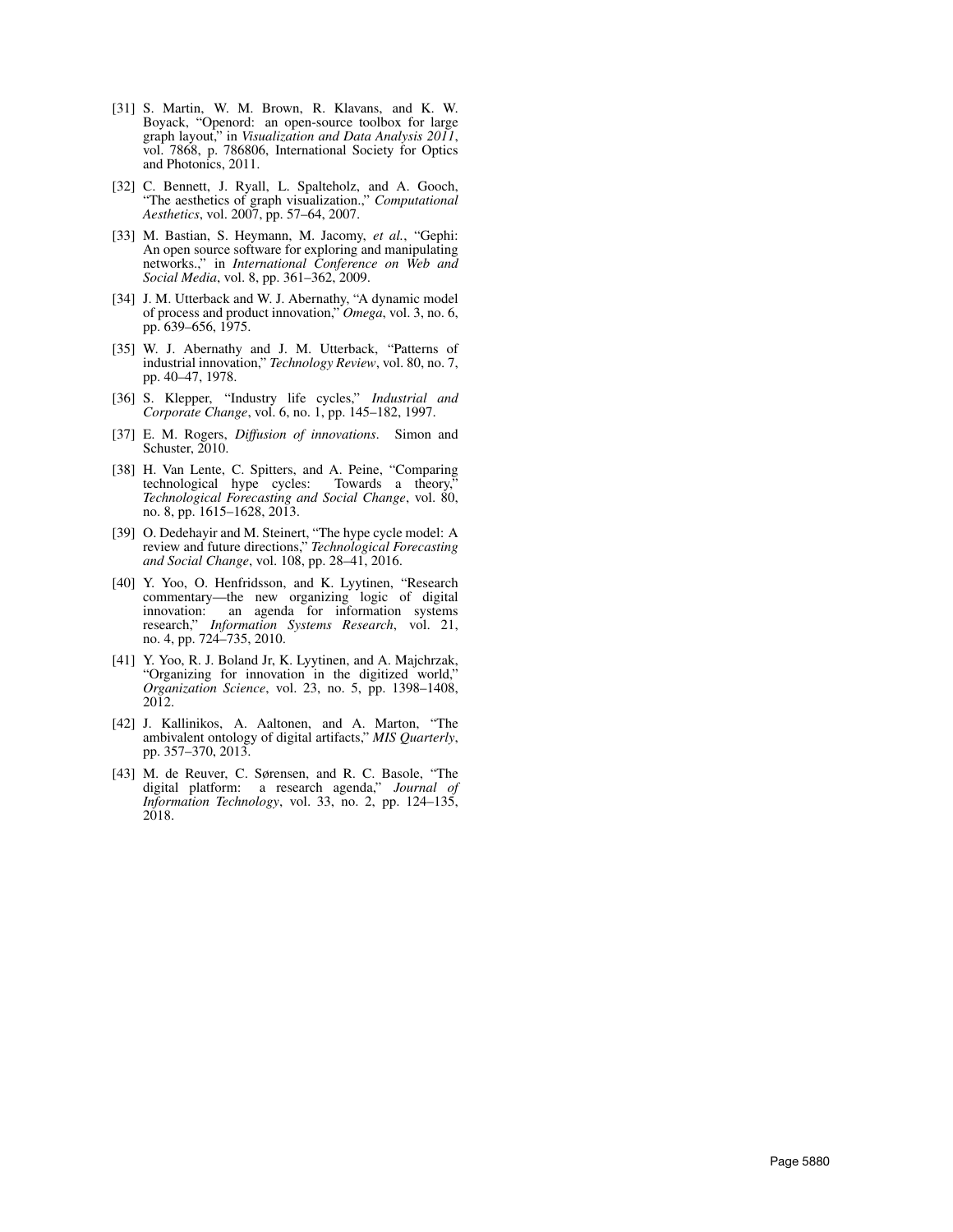[31] S. Martin, W. M. Brown, R. Klavans, and K. W. Boyack, "Openord: an open-source toolbox for large graph layout," in *Visualization and Data Analysis 2011*, vol. 7868, p. 786806, International Society for Optics and Photonics, 2011.

[32] C. Bennett, J. Ryall, L. Spalteholz, and A. Gooch, "The aesthetics of graph visualization.," *Computational Aesthetics*, vol. 2007, pp. 57–64, 2007.

[33] M. Bastian, S. Heymann, M. Jacomy, *et al.*, "Gephi: An open source software for exploring and manipulating networks.," in *International Conference on Web and Social Media*, vol. 8, pp. 361–362, 2009.

[34] J. M. Utterback and W. J. Abernathy, "A dynamic model of process and product innovation," *Omega*, vol. 3, no. 6, pp. 639–656, 1975.

[35] W. J. Abernathy and J. M. Utterback, "Patterns of industrial innovation," *Technology Review*, vol. 80, no. 7, pp. 40–47, 1978.

[36] S. Klepper, "Industry life cycles," *Industrial and Corporate Change*, vol. 6, no. 1, pp. 145–182, 1997.

[37] E. M. Rogers, *Diffusion of innovations*. Simon and Schuster, 2010.

[38] H. Van Lente, C. Spitters, and A. Peine, "Comparing technological hype cycles: Towards a theory," *Technological Forecasting and Social Change*, vol. 80, no. 8, pp. 1615–1628, 2013.

[39] O. Dedehayir and M. Steinert, "The hype cycle model: A review and future directions," *Technological Forecasting and Social Change*, vol. 108, pp. 28–41, 2016.

[40] Y. Yoo, O. Henfridsson, and K. Lyytinen, "Research commentary—the new organizing logic of digital innovation: an agenda for information systems research," *Information Systems Research*, vol. 21, no. 4, pp. 724–735, 2010.

[41] Y. Yoo, R. J. Boland Jr, K. Lyytinen, and A. Majchrzak, "Organizing for innovation in the digitized world," *Organization Science*, vol. 23, no. 5, pp. 1398–1408, 2012.

[42] J. Kallinikos, A. Aaltonen, and A. Marton, "The ambivalent ontology of digital artifacts," *MIS Quarterly*, pp. 357–370, 2013.

[43] M. de Reuver, C. Sørensen, and R. C. Basole, "The digital platform: a research agenda," *Journal of Information Technology*, vol. 33, no. 2, pp. 124–135, 2018.